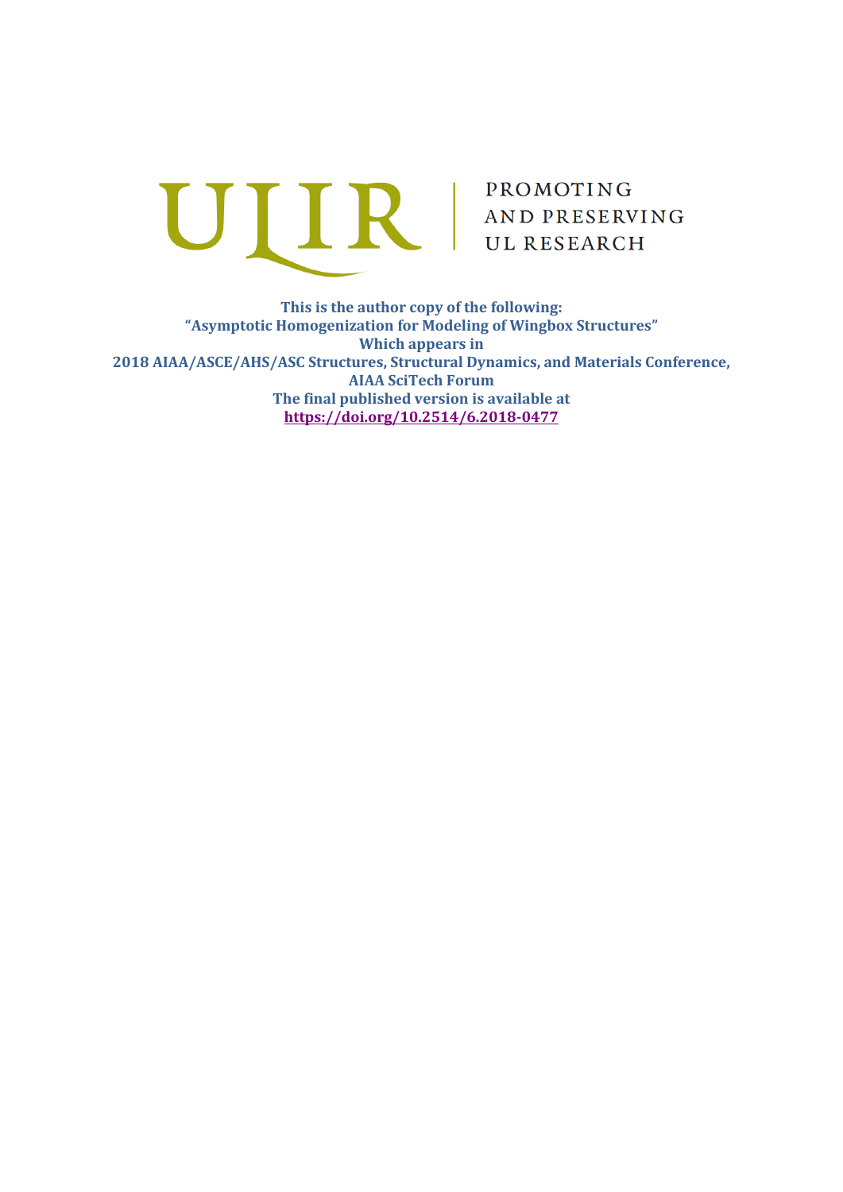ULIR | PROMOTING AND PRESERVING UL RESEARCH

**This is the author copy of the following:**
**“Asymptotic Homogenization for Modeling of Wingbox Structures”**
**Which appears in**
**2018 AIAA/ASCE/AHS/ASC Structures, Structural Dynamics, and Materials Conference, AIAA SciTech Forum**
**The final published version is available at**
**https://doi.org/10.2514/6.2018-0477**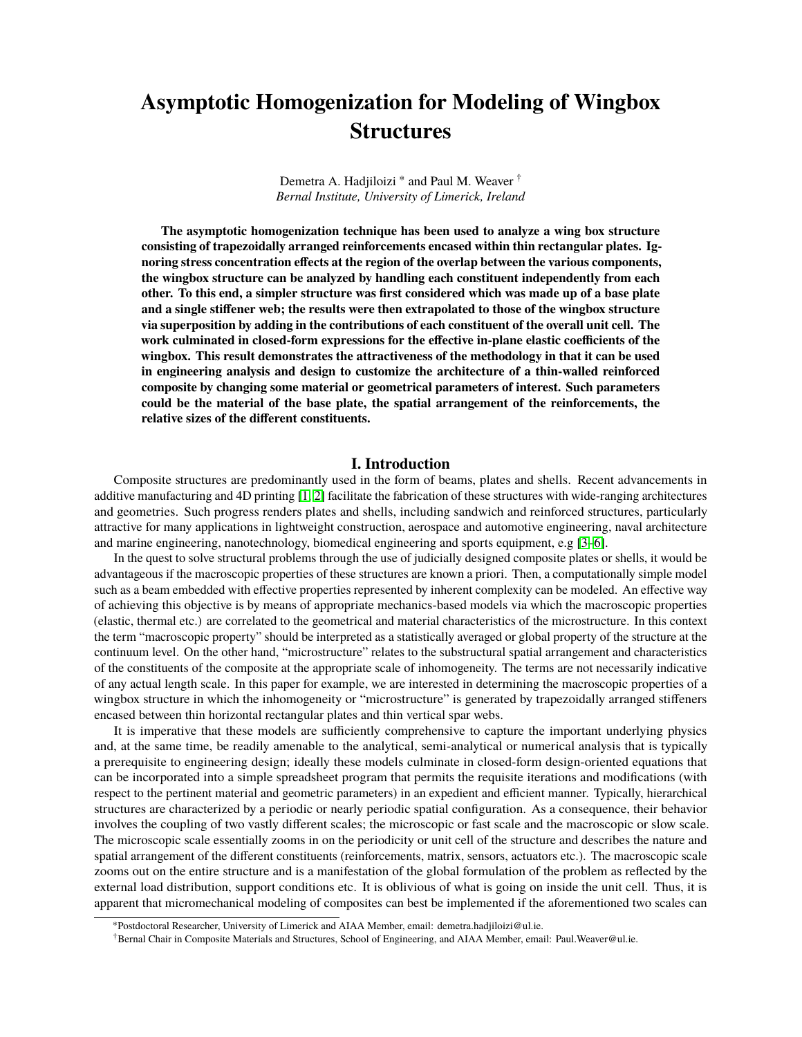# Asymptotic Homogenization for Modeling of Wingbox Structures

Demetra A. Hadjiloizi * and Paul M. Weaver †
*Bernal Institute, University of Limerick, Ireland*

**The asymptotic homogenization technique has been used to analyze a wing box structure consisting of trapezoidally arranged reinforcements encased within thin rectangular plates. Ignoring stress concentration effects at the region of the overlap between the various components, the wingbox structure can be analyzed by handling each constituent independently from each other. To this end, a simpler structure was first considered which was made up of a base plate and a single stiffener web; the results were then extrapolated to those of the wingbox structure via superposition by adding in the contributions of each constituent of the overall unit cell. The work culminated in closed-form expressions for the effective in-plane elastic coefficients of the wingbox. This result demonstrates the attractiveness of the methodology in that it can be used in engineering analysis and design to customize the architecture of a thin-walled reinforced composite by changing some material or geometrical parameters of interest. Such parameters could be the material of the base plate, the spatial arrangement of the reinforcements, the relative sizes of the different constituents.**

## I. Introduction

Composite structures are predominantly used in the form of beams, plates and shells. Recent advancements in additive manufacturing and 4D printing [1, 2] facilitate the fabrication of these structures with wide-ranging architectures and geometries. Such progress renders plates and shells, including sandwich and reinforced structures, particularly attractive for many applications in lightweight construction, aerospace and automotive engineering, naval architecture and marine engineering, nanotechnology, biomedical engineering and sports equipment, e.g [3–6].

In the quest to solve structural problems through the use of judicially designed composite plates or shells, it would be advantageous if the macroscopic properties of these structures are known a priori. Then, a computationally simple model such as a beam embedded with effective properties represented by inherent complexity can be modeled. An effective way of achieving this objective is by means of appropriate mechanics-based models via which the macroscopic properties (elastic, thermal etc.) are correlated to the geometrical and material characteristics of the microstructure. In this context the term "macroscopic property" should be interpreted as a statistically averaged or global property of the structure at the continuum level. On the other hand, "microstructure" relates to the substructural spatial arrangement and characteristics of the constituents of the composite at the appropriate scale of inhomogeneity. The terms are not necessarily indicative of any actual length scale. In this paper for example, we are interested in determining the macroscopic properties of a wingbox structure in which the inhomogeneity or "microstructure" is generated by trapezoidally arranged stiffeners encased between thin horizontal rectangular plates and thin vertical spar webs.

It is imperative that these models are sufficiently comprehensive to capture the important underlying physics and, at the same time, be readily amenable to the analytical, semi-analytical or numerical analysis that is typically a prerequisite to engineering design; ideally these models culminate in closed-form design-oriented equations that can be incorporated into a simple spreadsheet program that permits the requisite iterations and modifications (with respect to the pertinent material and geometric parameters) in an expedient and efficient manner. Typically, hierarchical structures are characterized by a periodic or nearly periodic spatial configuration. As a consequence, their behavior involves the coupling of two vastly different scales; the microscopic or fast scale and the macroscopic or slow scale. The microscopic scale essentially zooms in on the periodicity or unit cell of the structure and describes the nature and spatial arrangement of the different constituents (reinforcements, matrix, sensors, actuators etc.). The macroscopic scale zooms out on the entire structure and is a manifestation of the global formulation of the problem as reflected by the external load distribution, support conditions etc. It is oblivious of what is going on inside the unit cell. Thus, it is apparent that micromechanical modeling of composites can best be implemented if the aforementioned two scales can

*Postdoctoral Researcher, University of Limerick and AIAA Member, email: demetra.hadjiloizi@ul.ie.

†Bernal Chair in Composite Materials and Structures, School of Engineering, and AIAA Member, email: Paul.Weaver@ul.ie.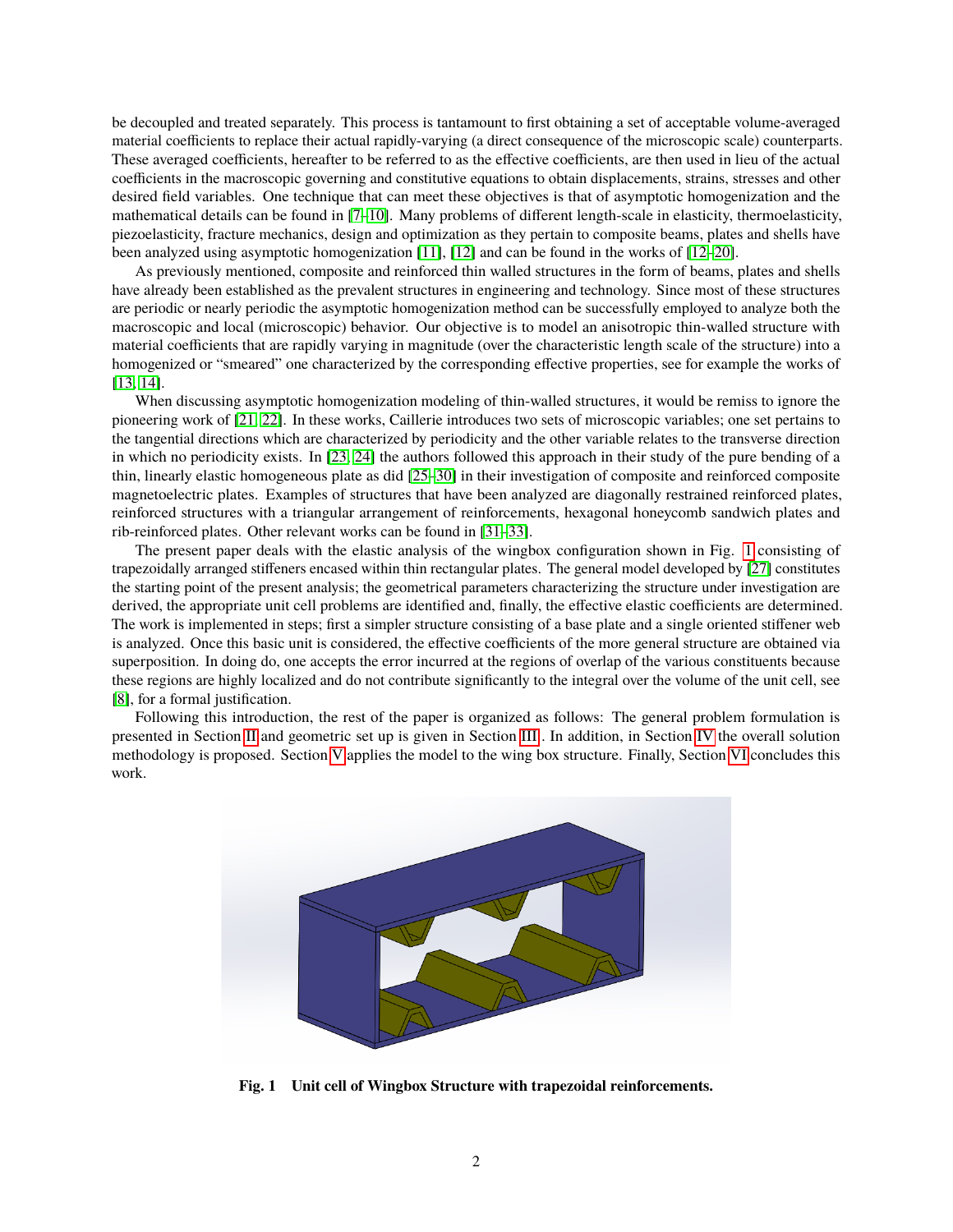be decoupled and treated separately. This process is tantamount to first obtaining a set of acceptable volume-averaged material coefficients to replace their actual rapidly-varying (a direct consequence of the microscopic scale) counterparts. These averaged coefficients, hereafter to be referred to as the effective coefficients, are then used in lieu of the actual coefficients in the macroscopic governing and constitutive equations to obtain displacements, strains, stresses and other desired field variables. One technique that can meet these objectives is that of asymptotic homogenization and the mathematical details can be found in [7–10]. Many problems of different length-scale in elasticity, thermoelasticity, piezoelasticity, fracture mechanics, design and optimization as they pertain to composite beams, plates and shells have been analyzed using asymptotic homogenization [11], [12] and can be found in the works of [12–20].

As previously mentioned, composite and reinforced thin walled structures in the form of beams, plates and shells have already been established as the prevalent structures in engineering and technology. Since most of these structures are periodic or nearly periodic the asymptotic homogenization method can be successfully employed to analyze both the macroscopic and local (microscopic) behavior. Our objective is to model an anisotropic thin-walled structure with material coefficients that are rapidly varying in magnitude (over the characteristic length scale of the structure) into a homogenized or "smeared" one characterized by the corresponding effective properties, see for example the works of [13, 14].

When discussing asymptotic homogenization modeling of thin-walled structures, it would be remiss to ignore the pioneering work of [21, 22]. In these works, Caillerie introduces two sets of microscopic variables; one set pertains to the tangential directions which are characterized by periodicity and the other variable relates to the transverse direction in which no periodicity exists. In [23, 24] the authors followed this approach in their study of the pure bending of a thin, linearly elastic homogeneous plate as did [25–30] in their investigation of composite and reinforced composite magnetoelectric plates. Examples of structures that have been analyzed are diagonally restrained reinforced plates, reinforced structures with a triangular arrangement of reinforcements, hexagonal honeycomb sandwich plates and rib-reinforced plates. Other relevant works can be found in [31–33].

The present paper deals with the elastic analysis of the wingbox configuration shown in Fig. 1 consisting of trapezoidally arranged stiffeners encased within thin rectangular plates. The general model developed by [27] constitutes the starting point of the present analysis; the geometrical parameters characterizing the structure under investigation are derived, the appropriate unit cell problems are identified and, finally, the effective elastic coefficients are determined. The work is implemented in steps; first a simpler structure consisting of a base plate and a single oriented stiffener web is analyzed. Once this basic unit is considered, the effective coefficients of the more general structure are obtained via superposition. In doing do, one accepts the error incurred at the regions of overlap of the various constituents because these regions are highly localized and do not contribute significantly to the integral over the volume of the unit cell, see [8], for a formal justification.

Following this introduction, the rest of the paper is organized as follows: The general problem formulation is presented in Section II and geometric set up is given in Section III. In addition, in Section IV the overall solution methodology is proposed. Section V applies the model to the wing box structure. Finally, Section VI concludes this work.

**Fig. 1 Unit cell of Wingbox Structure with trapezoidal reinforcements.**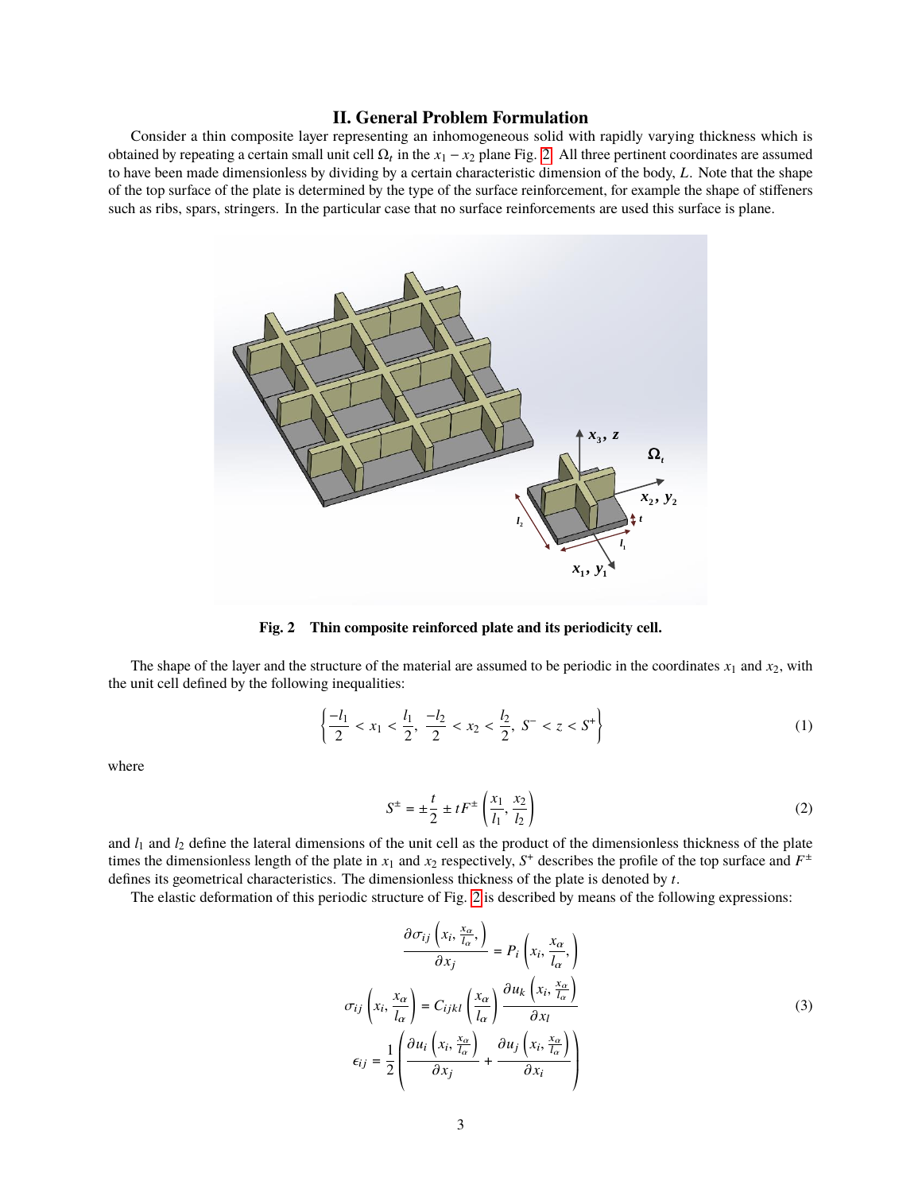## II. General Problem Formulation

Consider a thin composite layer representing an inhomogeneous solid with rapidly varying thickness which is obtained by repeating a certain small unit cell $\Omega_t$ in the $x_1 - x_2$ plane Fig. 2. All three pertinent coordinates are assumed to have been made dimensionless by dividing by a certain characteristic dimension of the body, $L$. Note that the shape of the top surface of the plate is determined by the type of the surface reinforcement, for example the shape of stiffeners such as ribs, spars, stringers. In the particular case that no surface reinforcements are used this surface is plane.

**Fig. 2 Thin composite reinforced plate and its periodicity cell.**

The shape of the layer and the structure of the material are assumed to be periodic in the coordinates $x_1$ and $x_2$, with the unit cell defined by the following inequalities:

$$\left\{\frac{-l_1}{2} < x_1 < \frac{l_1}{2},\ \frac{-l_2}{2} < x_2 < \frac{l_2}{2},\ S^- < z < S^+\right\} \tag{1}$$

where

$$S^{\pm} = \pm\frac{t}{2} \pm tF^{\pm}\left(\frac{x_1}{l_1}, \frac{x_2}{l_2}\right) \tag{2}$$

and $l_1$ and $l_2$ define the lateral dimensions of the unit cell as the product of the dimensionless thickness of the plate times the dimensionless length of the plate in $x_1$ and $x_2$ respectively, $S^+$ describes the profile of the top surface and $F^{\pm}$ defines its geometrical characteristics. The dimensionless thickness of the plate is denoted by $t$.

The elastic deformation of this periodic structure of Fig. 2 is described by means of the following expressions:

$$\begin{aligned}
\frac{\partial \sigma_{ij}\left(x_i, \frac{x_\alpha}{l_\alpha},\right)}{\partial x_j} &= P_i\left(x_i, \frac{x_\alpha}{l_\alpha},\right) \\
\sigma_{ij}\left(x_i, \frac{x_\alpha}{l_\alpha}\right) &= C_{ijkl}\left(\frac{x_\alpha}{l_\alpha}\right)\frac{\partial u_k\left(x_i, \frac{x_\alpha}{l_\alpha}\right)}{\partial x_l} \\
\epsilon_{ij} &= \frac{1}{2}\left(\frac{\partial u_i\left(x_i, \frac{x_\alpha}{l_\alpha}\right)}{\partial x_j} + \frac{\partial u_j\left(x_i, \frac{x_\alpha}{l_\alpha}\right)}{\partial x_i}\right)
\end{aligned} \tag{3}$$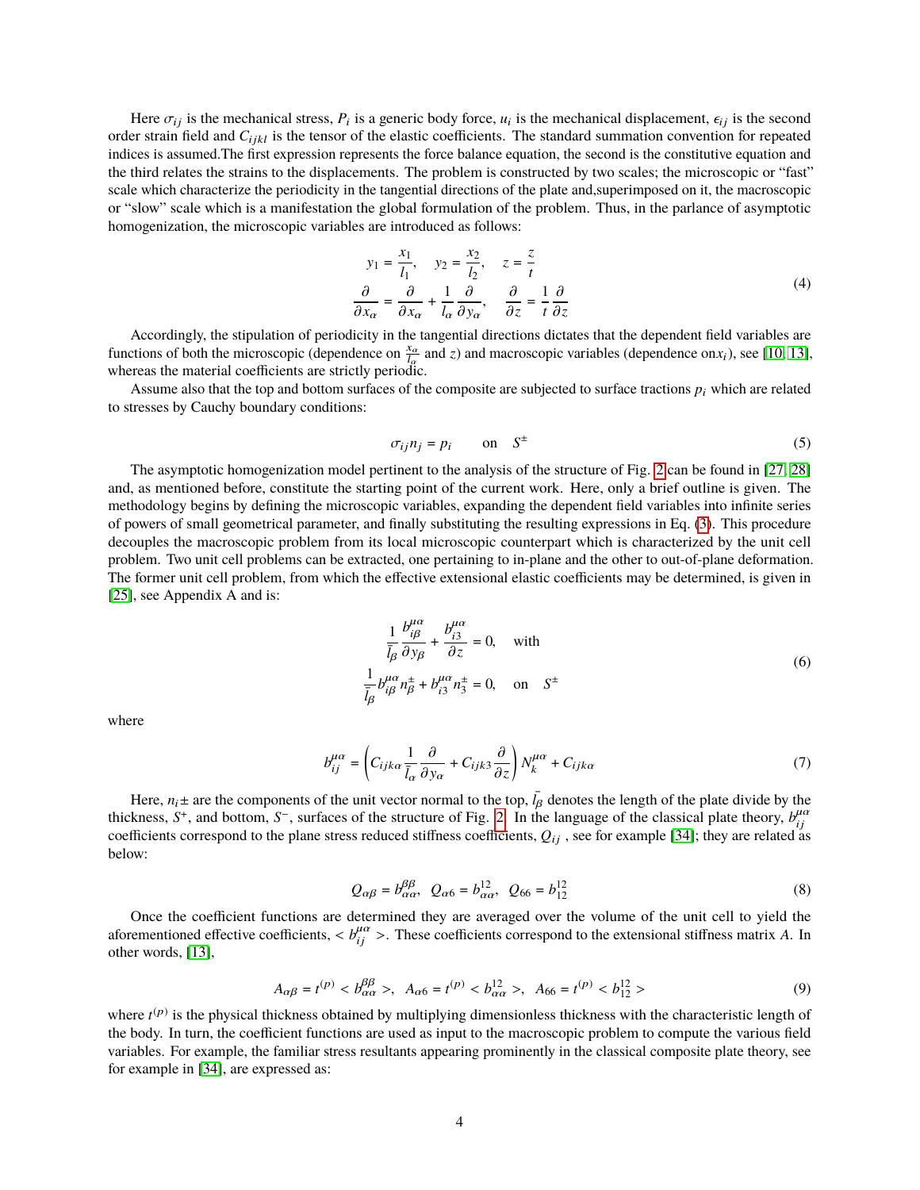Here $\sigma_{ij}$ is the mechanical stress, $P_i$ is a generic body force, $u_i$ is the mechanical displacement, $\epsilon_{ij}$ is the second order strain field and $C_{ijkl}$ is the tensor of the elastic coefficients. The standard summation convention for repeated indices is assumed.The first expression represents the force balance equation, the second is the constitutive equation and the third relates the strains to the displacements. The problem is constructed by two scales; the microscopic or "fast" scale which characterize the periodicity in the tangential directions of the plate and,superimposed on it, the macroscopic or "slow" scale which is a manifestation the global formulation of the problem. Thus, in the parlance of asymptotic homogenization, the microscopic variables are introduced as follows:

$$
\begin{aligned}
&y_1 = \frac{x_1}{l_1}, \quad y_2 = \frac{x_2}{l_2}, \quad z = \frac{z}{t} \\
&\frac{\partial}{\partial x_\alpha} = \frac{\partial}{\partial x_\alpha} + \frac{1}{l_\alpha}\frac{\partial}{\partial y_\alpha}, \quad \frac{\partial}{\partial z} = \frac{1}{t}\frac{\partial}{\partial z}
\end{aligned}
\tag{4}
$$

Accordingly, the stipulation of periodicity in the tangential directions dictates that the dependent field variables are functions of both the microscopic (dependence on $\frac{x_\alpha}{l_\alpha}$ and $z$) and macroscopic variables (dependence on$x_i$), see [10, 13], whereas the material coefficients are strictly periodic.

Assume also that the top and bottom surfaces of the composite are subjected to surface tractions $p_i$ which are related to stresses by Cauchy boundary conditions:

$$
\sigma_{ij} n_j = p_i \qquad \text{on} \quad S^{\pm}
\tag{5}
$$

The asymptotic homogenization model pertinent to the analysis of the structure of Fig. 2 can be found in [27, 28] and, as mentioned before, constitute the starting point of the current work. Here, only a brief outline is given. The methodology begins by defining the microscopic variables, expanding the dependent field variables into infinite series of powers of small geometrical parameter, and finally substituting the resulting expressions in Eq. (3). This procedure decouples the macroscopic problem from its local microscopic counterpart which is characterized by the unit cell problem. Two unit cell problems can be extracted, one pertaining to in-plane and the other to out-of-plane deformation. The former unit cell problem, from which the effective extensional elastic coefficients may be determined, is given in [25], see Appendix A and is:

$$
\begin{aligned}
&\frac{1}{\bar{l}_\beta}\frac{b^{\mu\alpha}_{i\beta}}{\partial y_\beta} + \frac{b^{\mu\alpha}_{i3}}{\partial z} = 0, \quad \text{with} \\
&\frac{1}{\bar{l}_\beta} b^{\mu\alpha}_{i\beta} n^{\pm}_\beta + b^{\mu\alpha}_{i3} n^{\pm}_3 = 0, \quad \text{on} \quad S^{\pm}
\end{aligned}
\tag{6}
$$

where

$$
b^{\mu\alpha}_{ij} = \left( C_{ijk\alpha}\frac{1}{\bar{l}_\alpha}\frac{\partial}{\partial y_\alpha} + C_{ijk3}\frac{\partial}{\partial z} \right) N^{\mu\alpha}_k + C_{ijk\alpha}
\tag{7}
$$

Here, $n_i\pm$ are the components of the unit vector normal to the top, $\bar{l}_\beta$ denotes the length of the plate divide by the thickness, $S^+$, and bottom, $S^-$, surfaces of the structure of Fig. 2. In the language of the classical plate theory, $b^{\mu\alpha}_{ij}$ coefficients correspond to the plane stress reduced stiffness coefficients, $Q_{ij}$ , see for example [34]; they are related as below:

$$
Q_{\alpha\beta} = b^{\beta\beta}_{\alpha\alpha}, \;\; Q_{\alpha 6} = b^{12}_{\alpha\alpha}, \;\; Q_{66} = b^{12}_{12}
\tag{8}
$$

Once the coefficient functions are determined they are averaged over the volume of the unit cell to yield the aforementioned effective coefficients, $< b^{\mu\alpha}_{ij} >$. These coefficients correspond to the extensional stiffness matrix $A$. In other words, [13],

$$
A_{\alpha\beta} = t^{(p)} < b^{\beta\beta}_{\alpha\alpha} >, \;\; A_{\alpha 6} = t^{(p)} < b^{12}_{\alpha\alpha} >, \;\; A_{66} = t^{(p)} < b^{12}_{12} >
\tag{9}
$$

where $t^{(p)}$ is the physical thickness obtained by multiplying dimensionless thickness with the characteristic length of the body. In turn, the coefficient functions are used as input to the macroscopic problem to compute the various field variables. For example, the familiar stress resultants appearing prominently in the classical composite plate theory, see for example in [34], are expressed as: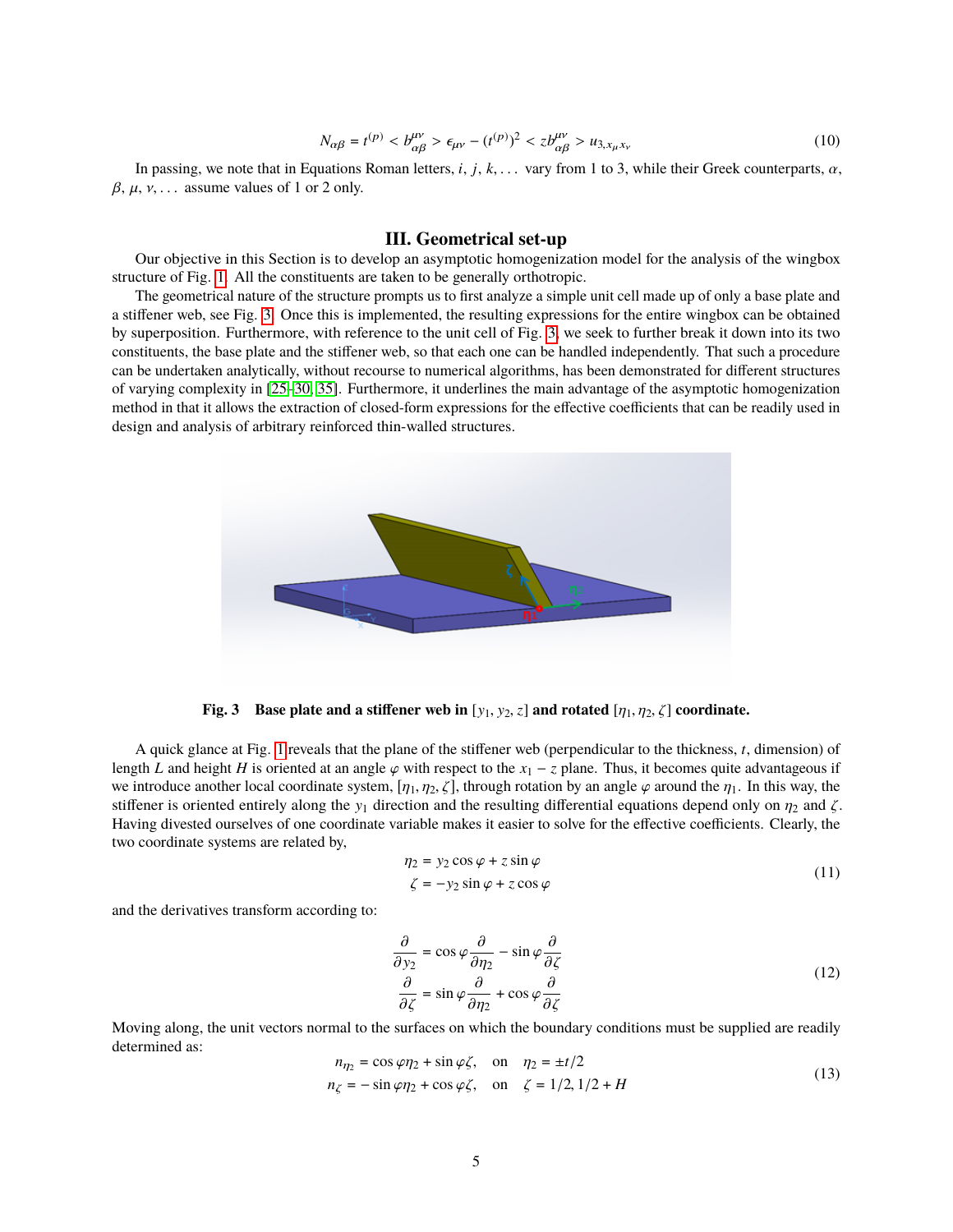$$N_{\alpha\beta} = t^{(p)} < b^{\mu\nu}_{\alpha\beta} > \epsilon_{\mu\nu} - (t^{(p)})^2 < zb^{\mu\nu}_{\alpha\beta} > u_{3,x_\mu x_\nu} \tag{10}$$

In passing, we note that in Equations Roman letters, $i$, $j$, $k$, ... vary from 1 to 3, while their Greek counterparts, $\alpha$, $\beta$, $\mu$, $\nu$, ... assume values of 1 or 2 only.

## III. Geometrical set-up

Our objective in this Section is to develop an asymptotic homogenization model for the analysis of the wingbox structure of Fig. 1. All the constituents are taken to be generally orthotropic.

The geometrical nature of the structure prompts us to first analyze a simple unit cell made up of only a base plate and a stiffener web, see Fig. 3. Once this is implemented, the resulting expressions for the entire wingbox can be obtained by superposition. Furthermore, with reference to the unit cell of Fig. 3, we seek to further break it down into its two constituents, the base plate and the stiffener web, so that each one can be handled independently. That such a procedure can be undertaken analytically, without recourse to numerical algorithms, has been demonstrated for different structures of varying complexity in [25–30, 35]. Furthermore, it underlines the main advantage of the asymptotic homogenization method in that it allows the extraction of closed-form expressions for the effective coefficients that can be readily used in design and analysis of arbitrary reinforced thin-walled structures.

**Fig. 3 Base plate and a stiffener web in $[y_1, y_2, z]$ and rotated $[\eta_1, \eta_2, \zeta]$ coordinate.**

A quick glance at Fig. 1 reveals that the plane of the stiffener web (perpendicular to the thickness, $t$, dimension) of length $L$ and height $H$ is oriented at an angle $\varphi$ with respect to the $x_1 - z$ plane. Thus, it becomes quite advantageous if we introduce another local coordinate system, $[\eta_1, \eta_2, \zeta]$, through rotation by an angle $\varphi$ around the $\eta_1$. In this way, the stiffener is oriented entirely along the $y_1$ direction and the resulting differential equations depend only on $\eta_2$ and $\zeta$. Having divested ourselves of one coordinate variable makes it easier to solve for the effective coefficients. Clearly, the two coordinate systems are related by,

$$\begin{aligned} \eta_2 &= y_2 \cos\varphi + z \sin\varphi \\ \zeta &= -y_2 \sin\varphi + z \cos\varphi \end{aligned} \tag{11}$$

and the derivatives transform according to:

$$\begin{aligned} \frac{\partial}{\partial y_2} &= \cos\varphi \frac{\partial}{\partial \eta_2} - \sin\varphi \frac{\partial}{\partial \zeta} \\ \frac{\partial}{\partial \zeta} &= \sin\varphi \frac{\partial}{\partial \eta_2} + \cos\varphi \frac{\partial}{\partial \zeta} \end{aligned} \tag{12}$$

Moving along, the unit vectors normal to the surfaces on which the boundary conditions must be supplied are readily determined as:

$$\begin{aligned} n_{\eta_2} &= \cos\varphi\eta_2 + \sin\varphi\zeta, \quad \text{on} \quad \eta_2 = \pm t/2 \\ n_\zeta &= -\sin\varphi\eta_2 + \cos\varphi\zeta, \quad \text{on} \quad \zeta = 1/2, 1/2 + H \end{aligned} \tag{13}$$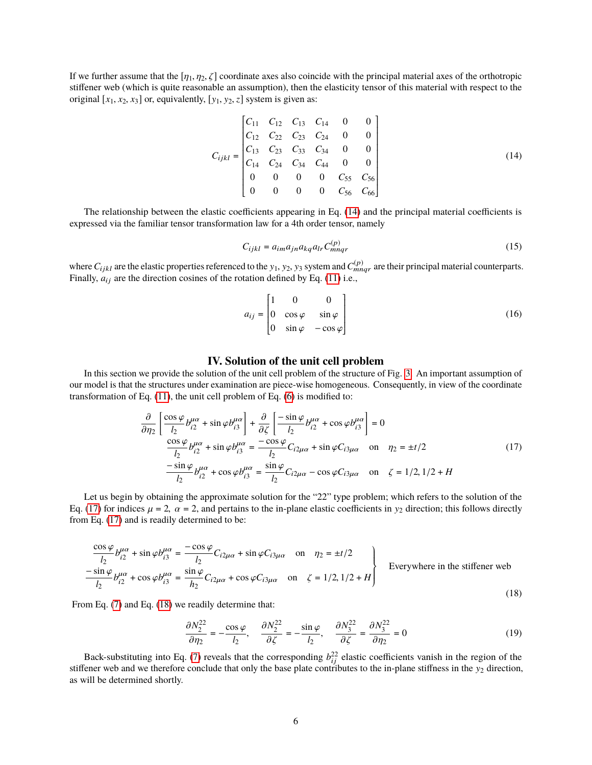If we further assume that the $[\eta_1, \eta_2, \zeta]$ coordinate axes also coincide with the principal material axes of the orthotropic stiffener web (which is quite reasonable an assumption), then the elasticity tensor of this material with respect to the original $[x_1, x_2, x_3]$ or, equivalently, $[y_1, y_2, y_3]$ system is given as:

$$
C_{ijkl} = \begin{bmatrix} C_{11} & C_{12} & C_{13} & C_{14} & 0 & 0 \\ C_{12} & C_{22} & C_{23} & C_{24} & 0 & 0 \\ C_{13} & C_{23} & C_{33} & C_{34} & 0 & 0 \\ C_{14} & C_{24} & C_{34} & C_{44} & 0 & 0 \\ 0 & 0 & 0 & 0 & C_{55} & C_{56} \\ 0 & 0 & 0 & 0 & C_{56} & C_{66} \end{bmatrix} \tag{14}
$$

The relationship between the elastic coefficients appearing in Eq. (14) and the principal material coefficients is expressed via the familiar tensor transformation law for a 4th order tensor, namely

$$
C_{ijkl} = a_{im} a_{jn} a_{kq} a_{lr} C^{(p)}_{mnqr} \tag{15}
$$

where $C_{ijkl}$ are the elastic properties referenced to the $y_1$, $y_2$, $y_3$ system and $C^{(p)}_{mnqr}$ are their principal material counterparts. Finally, $a_{ij}$ are the direction cosines of the rotation defined by Eq. (11) i.e.,

$$
a_{ij} = \begin{bmatrix} 1 & 0 & 0 \\ 0 & \cos\varphi & \sin\varphi \\ 0 & \sin\varphi & -\cos\varphi \end{bmatrix} \tag{16}
$$

## IV. Solution of the unit cell problem

In this section we provide the solution of the unit cell problem of the structure of Fig. 3. An important assumption of our model is that the structures under examination are piece-wise homogeneous. Consequently, in view of the coordinate transformation of Eq. (11), the unit cell problem of Eq. (6) is modified to:

$$
\begin{aligned}
&\frac{\partial}{\partial \eta_2}\left[\frac{\cos\varphi}{l_2} b^{\mu\alpha}_{i2} + \sin\varphi\, b^{\mu\alpha}_{i3}\right] + \frac{\partial}{\partial \zeta}\left[\frac{-\sin\varphi}{l_2} b^{\mu\alpha}_{i2} + \cos\varphi\, b^{\mu\alpha}_{i3}\right] = 0 \\
&\frac{\cos\varphi}{l_2} b^{\mu\alpha}_{i2} + \sin\varphi\, b^{\mu\alpha}_{i3} = \frac{-\cos\varphi}{l_2} C_{i2\mu\alpha} + \sin\varphi\, C_{i3\mu\alpha} \quad \text{on} \quad \eta_2 = \pm t/2 \\
&\frac{-\sin\varphi}{l_2} b^{\mu\alpha}_{i2} + \cos\varphi\, b^{\mu\alpha}_{i3} = \frac{\sin\varphi}{l_2} C_{i2\mu\alpha} - \cos\varphi\, C_{i3\mu\alpha} \quad \text{on} \quad \zeta = 1/2, 1/2 + H
\end{aligned} \tag{17}
$$

Let us begin by obtaining the approximate solution for the "22" type problem; which refers to the solution of the Eq. (17) for indices $\mu = 2$, $\alpha = 2$, and pertains to the in-plane elastic coefficients in $y_2$ direction; this follows directly from Eq. (17) and is readily determined to be:

$$
\left.\begin{aligned}
&\frac{\cos\varphi}{l_2} b^{\mu\alpha}_{i2} + \sin\varphi\, b^{\mu\alpha}_{i3} = \frac{-\cos\varphi}{l_2} C_{i2\mu\alpha} + \sin\varphi\, C_{i3\mu\alpha} \quad \text{on} \quad \eta_2 = \pm t/2 \\
&\frac{-\sin\varphi}{l_2} b^{\mu\alpha}_{i2} + \cos\varphi\, b^{\mu\alpha}_{i3} = \frac{\sin\varphi}{h_2} C_{i2\mu\alpha} + \cos\varphi\, C_{i3\mu\alpha} \quad \text{on} \quad \zeta = 1/2, 1/2 + H
\end{aligned}\right\} \quad \text{Everywhere in the stiffener web} \tag{18}
$$

From Eq. (7) and Eq. (18) we readily determine that:

$$
\frac{\partial N^{22}_2}{\partial \eta_2} = -\frac{\cos\varphi}{l_2}, \quad \frac{\partial N^{22}_2}{\partial \zeta} = -\frac{\sin\varphi}{l_2}, \quad \frac{\partial N^{22}_3}{\partial \zeta} = \frac{\partial N^{22}_3}{\partial \eta_2} = 0 \tag{19}
$$

Back-substituting into Eq. (7) reveals that the corresponding $b^{22}_{ij}$ elastic coefficients vanish in the region of the stiffener web and we therefore conclude that only the base plate contributes to the in-plane stiffness in the $y_2$ direction, as will be determined shortly.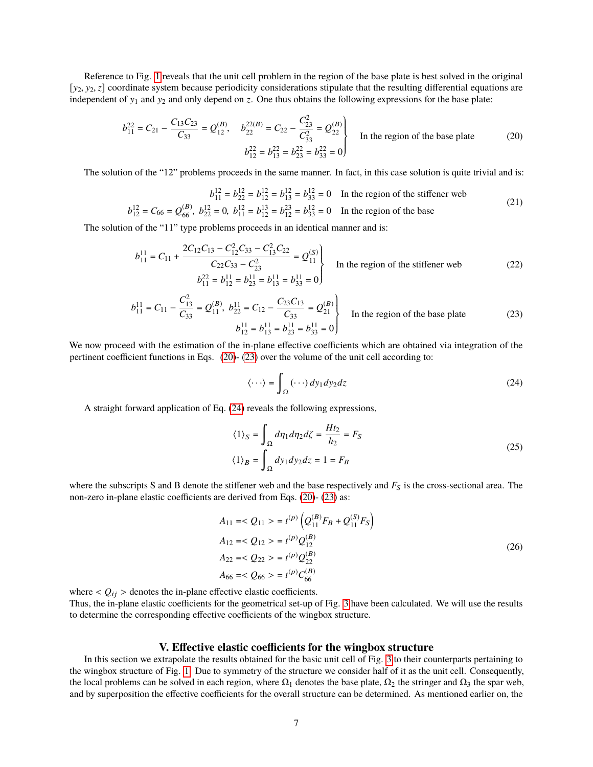Reference to Fig. 1 reveals that the unit cell problem in the region of the base plate is best solved in the original $[y_2, y_2, z]$ coordinate system because periodicity considerations stipulate that the resulting differential equations are independent of $y_1$ and $y_2$ and only depend on $z$. One thus obtains the following expressions for the base plate:

$$\left.\begin{aligned} b_{11}^{22} = C_{21} - \frac{C_{13}C_{23}}{C_{33}} = Q_{12}^{(B)}, \quad b_{22}^{22(B)} = C_{22} - \frac{C_{23}^2}{C_{33}^2} = Q_{22}^{(B)} \\ b_{12}^{22} = b_{13}^{22} = b_{23}^{22} = b_{33}^{22} = 0 \end{aligned}\right\} \quad \text{In the region of the base plate} \tag{20}$$

The solution of the "12" problems proceeds in the same manner. In fact, in this case solution is quite trivial and is:

$$\begin{aligned} b_{11}^{12} = b_{22}^{12} = b_{12}^{12} = b_{13}^{12} = b_{33}^{12} = 0 \quad & \text{In the region of the stiffener web} \\ b_{12}^{12} = C_{66} = Q_{66}^{(B)},\ b_{22}^{12} = 0,\ b_{11}^{12} = b_{12}^{13} = b_{12}^{23} = b_{33}^{12} = 0 \quad & \text{In the region of the base} \end{aligned} \tag{21}$$

The solution of the "11" type problems proceeds in an identical manner and is:

$$\left.\begin{aligned} b_{11}^{11} = C_{11} + \frac{2C_{12}C_{13} - C_{12}^2C_{33} - C_{13}^2C_{22}}{C_{22}C_{33} - C_{23}^2} = Q_{11}^{(S)} \\ b_{11}^{22} = b_{12}^{11} = b_{23}^{11} = b_{13}^{11} = b_{33}^{11} = 0 \end{aligned}\right\} \quad \text{In the region of the stiffener web} \tag{22}$$

$$\left.\begin{aligned} b_{11}^{11} = C_{11} - \frac{C_{13}^2}{C_{33}} = Q_{11}^{(B)},\ b_{22}^{11} = C_{12} - \frac{C_{23}C_{13}}{C_{33}} = Q_{21}^{(B)} \\ b_{12}^{11} = b_{13}^{11} = b_{23}^{11} = b_{33}^{11} = 0 \end{aligned}\right\} \quad \text{In the region of the base plate} \tag{23}$$

We now proceed with the estimation of the in-plane effective coefficients which are obtained via integration of the pertinent coefficient functions in Eqs. (20)- (23) over the volume of the unit cell according to:

$$\langle \cdots \rangle = \int_{\Omega} (\cdots)\, dy_1 dy_2 dz \tag{24}$$

A straight forward application of Eq. (24) reveals the following expressions,

$$\begin{aligned} \langle 1 \rangle_S &= \int_{\Omega} d\eta_1 d\eta_2 d\zeta = \frac{Ht_2}{h_2} = F_S \\ \langle 1 \rangle_B &= \int_{\Omega} dy_1 dy_2 dz = 1 = F_B \end{aligned} \tag{25}$$

where the subscripts S and B denote the stiffener web and the base respectively and $F_S$ is the cross-sectional area. The non-zero in-plane elastic coefficients are derived from Eqs. (20)- (23) as:

$$\begin{aligned} A_{11} &= < Q_{11} > = t^{(p)} \left( Q_{11}^{(B)} F_B + Q_{11}^{(S)} F_S \right) \\ A_{12} &= < Q_{12} > = t^{(p)} Q_{12}^{(B)} \\ A_{22} &= < Q_{22} > = t^{(p)} Q_{22}^{(B)} \\ A_{66} &= < Q_{66} > = t^{(p)} C_{66}^{(B)} \end{aligned} \tag{26}$$

where $< Q_{ij} >$ denotes the in-plane effective elastic coefficients.
Thus, the in-plane elastic coefficients for the geometrical set-up of Fig. 3 have been calculated. We will use the results to determine the corresponding effective coefficients of the wingbox structure.

## V. Effective elastic coefficients for the wingbox structure

In this section we extrapolate the results obtained for the basic unit cell of Fig. 3 to their counterparts pertaining to the wingbox structure of Fig. 1. Due to symmetry of the structure we consider half of it as the unit cell. Consequently, the local problems can be solved in each region, where $\Omega_1$ denotes the base plate, $\Omega_2$ the stringer and $\Omega_3$ the spar web, and by superposition the effective coefficients for the overall structure can be determined. As mentioned earlier on, the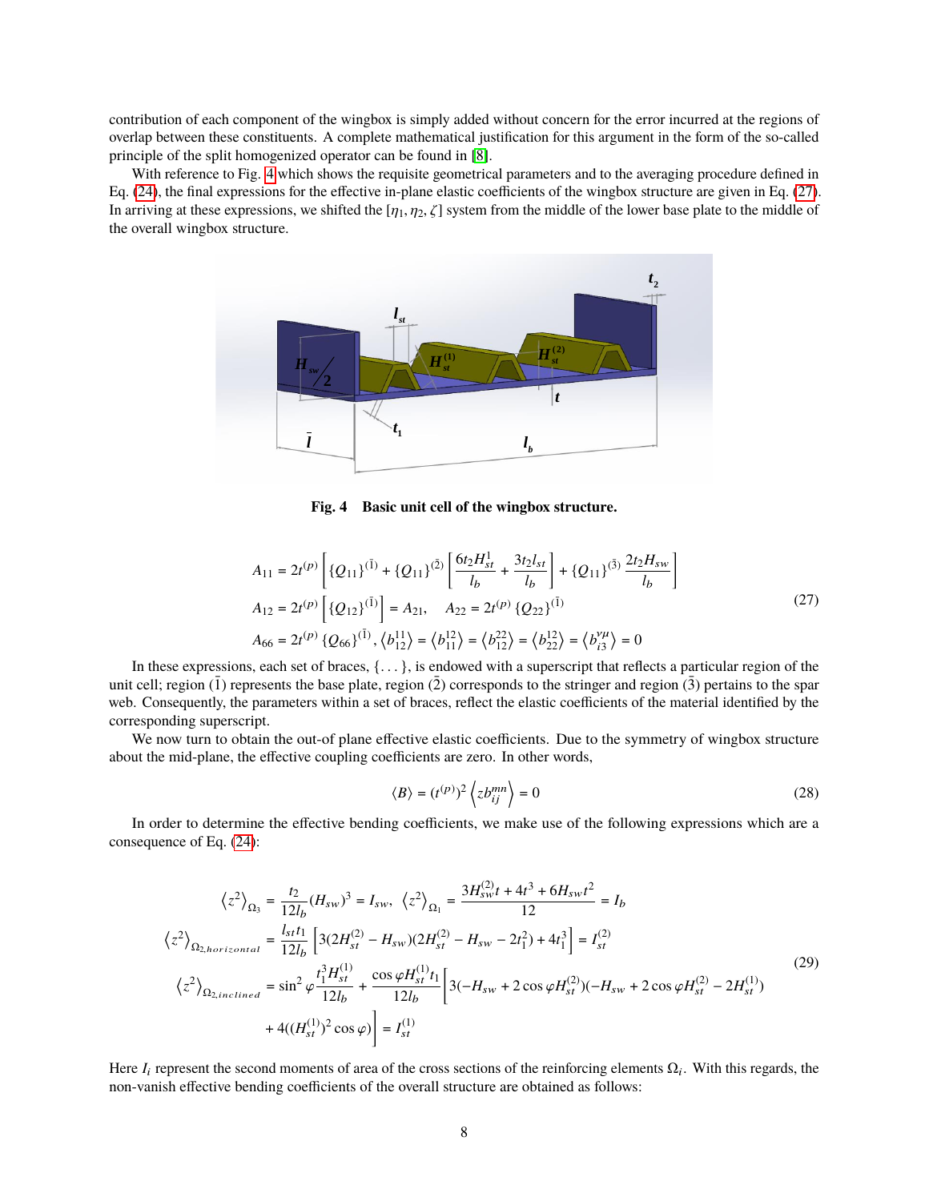contribution of each component of the wingbox is simply added without concern for the error incurred at the regions of overlap between these constituents. A complete mathematical justification for this argument in the form of the so-called principle of the split homogenized operator can be found in [8].

With reference to Fig. 4 which shows the requisite geometrical parameters and to the averaging procedure defined in Eq. (24), the final expressions for the effective in-plane elastic coefficients of the wingbox structure are given in Eq. (27). In arriving at these expressions, we shifted the $[\eta_1, \eta_2, \zeta]$ system from the middle of the lower base plate to the middle of the overall wingbox structure.

**Fig. 4 Basic unit cell of the wingbox structure.**

$$
\begin{aligned}
A_{11} &= 2t^{(p)}\left[\{Q_{11}\}^{(\bar{1})} + \{Q_{11}\}^{(\bar{2})}\left[\frac{6t_2 H_{st}^{1}}{l_b} + \frac{3t_2 l_{st}}{l_b}\right] + \{Q_{11}\}^{(\bar{3})}\frac{2t_2 H_{sw}}{l_b}\right] \\
A_{12} &= 2t^{(p)}\left[\{Q_{12}\}^{(\bar{1})}\right] = A_{21}, \quad A_{22} = 2t^{(p)}\{Q_{22}\}^{(\bar{1})} \\
A_{66} &= 2t^{(p)}\{Q_{66}\}^{(\bar{1})}, \left\langle b_{12}^{11}\right\rangle = \left\langle b_{11}^{12}\right\rangle = \left\langle b_{12}^{22}\right\rangle = \left\langle b_{22}^{12}\right\rangle = \left\langle b_{i3}^{\nu\mu}\right\rangle = 0
\end{aligned}
\tag{27}
$$

In these expressions, each set of braces, $\{\dots\}$, is endowed with a superscript that reflects a particular region of the unit cell; region $(\bar{1})$ represents the base plate, region $(\bar{2})$ corresponds to the stringer and region $(\bar{3})$ pertains to the spar web. Consequently, the parameters within a set of braces, reflect the elastic coefficients of the material identified by the corresponding superscript.

We now turn to obtain the out-of plane effective elastic coefficients. Due to the symmetry of wingbox structure about the mid-plane, the effective coupling coefficients are zero. In other words,

$$
\langle B\rangle = (t^{(p)})^2\left\langle z b_{ij}^{mn}\right\rangle = 0 \tag{28}
$$

In order to determine the effective bending coefficients, we make use of the following expressions which are a consequence of Eq. (24):

$$
\begin{aligned}
\left\langle z^2\right\rangle_{\Omega_3} &= \frac{t_2}{12 l_b}(H_{sw})^3 = I_{sw}, \ \left\langle z^2\right\rangle_{\Omega_1} = \frac{3H_{sw}^{(2)}t + 4t^3 + 6H_{sw}t^2}{12} = I_b \\
\left\langle z^2\right\rangle_{\Omega_{2,horizontal}} &= \frac{l_{st}t_1}{12 l_b}\left[3(2H_{st}^{(2)} - H_{sw})(2H_{st}^{(2)} - H_{sw} - 2t_1^2) + 4t_1^3\right] = I_{st}^{(2)} \\
\left\langle z^2\right\rangle_{\Omega_{2,inclined}} &= \sin^2\varphi\frac{t_1^3 H_{st}^{(1)}}{12 l_b} + \frac{\cos\varphi H_{st}^{(1)} t_1}{12 l_b}\Bigg[3(-H_{sw} + 2\cos\varphi H_{st}^{(2)})(-H_{sw} + 2\cos\varphi H_{st}^{(2)} - 2H_{st}^{(1)}) \\
&\quad + 4((H_{st}^{(1)})^2\cos\varphi)\Bigg] = I_{st}^{(1)}
\end{aligned}
\tag{29}
$$

Here $I_i$ represent the second moments of area of the cross sections of the reinforcing elements $\Omega_i$. With this regards, the non-vanish effective bending coefficients of the overall structure are obtained as follows: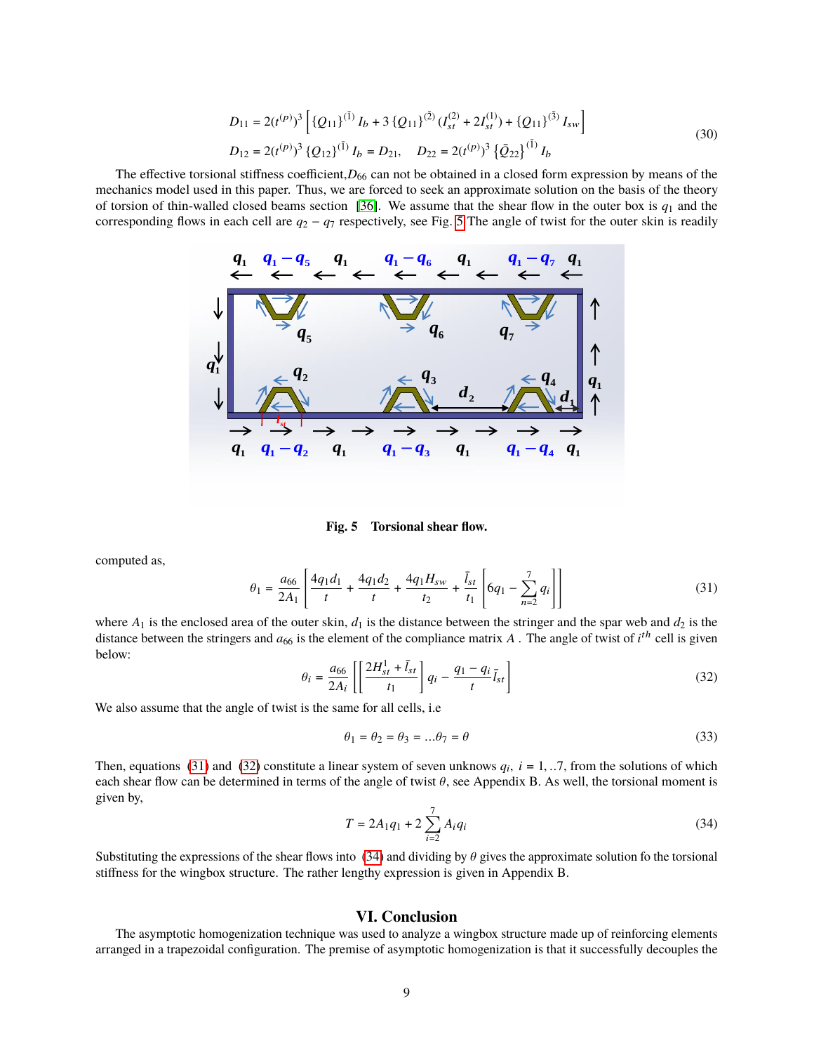$$
\begin{aligned}
D_{11} &= 2(t^{(p)})^3 \left[ \{Q_{11}\}^{(\bar{1})} I_b + 3\,\{Q_{11}\}^{(\bar{2})} (I_{st}^{(2)} + 2I_{st}^{(1)}) + \{Q_{11}\}^{(\bar{3})} I_{sw} \right] \\
D_{12} &= 2(t^{(p)})^3 \{Q_{12}\}^{(\bar{1})} I_b = D_{21}, \quad D_{22} = 2(t^{(p)})^3 \{\bar{Q}_{22}\}^{(\bar{1})} I_b
\end{aligned}
\tag{30}
$$

The effective torsional stiffness coefficient, $D_{66}$ can not be obtained in a closed form expression by means of the mechanics model used in this paper. Thus, we are forced to seek an approximate solution on the basis of the theory of torsion of thin-walled closed beams section [36]. We assume that the shear flow in the outer box is $q_1$ and the corresponding flows in each cell are $q_2 - q_7$ respectively, see Fig. 5 The angle of twist for the outer skin is readily

**Fig. 5 Torsional shear flow.**

computed as,

$$
\theta_1 = \frac{a_{66}}{2A_1}\left[\frac{4q_1 d_1}{t} + \frac{4q_1 d_2}{t} + \frac{4q_1 H_{sw}}{t_2} + \frac{\bar{l}_{st}}{t_1}\left[6q_1 - \sum_{n=2}^{7} q_i\right]\right]
\tag{31}
$$

where $A_1$ is the enclosed area of the outer skin, $d_1$ is the distance between the stringer and the spar web and $d_2$ is the distance between the stringers and $a_{66}$ is the element of the compliance matrix $A$ . The angle of twist of $i^{th}$ cell is given below:

$$
\theta_i = \frac{a_{66}}{2A_i}\left[\left[\frac{2H_{st}^1 + \bar{l}_{st}}{t_1}\right] q_i - \frac{q_1 - q_i}{t}\bar{l}_{st}\right]
\tag{32}
$$

We also assume that the angle of twist is the same for all cells, i.e

$$
\theta_1 = \theta_2 = \theta_3 = \ldots \theta_7 = \theta
\tag{33}
$$

Then, equations (31) and (32) constitute a linear system of seven unknows $q_i$, $i = 1, ..7$, from the solutions of which each shear flow can be determined in terms of the angle of twist $\theta$, see Appendix B. As well, the torsional moment is given by,

$$
T = 2A_1 q_1 + 2\sum_{i=2}^{7} A_i q_i
\tag{34}
$$

Substituting the expressions of the shear flows into (34) and dividing by $\theta$ gives the approximate solution fo the torsional stiffness for the wingbox structure. The rather lengthy expression is given in Appendix B.

## VI. Conclusion

The asymptotic homogenization technique was used to analyze a wingbox structure made up of reinforcing elements arranged in a trapezoidal configuration. The premise of asymptotic homogenization is that it successfully decouples the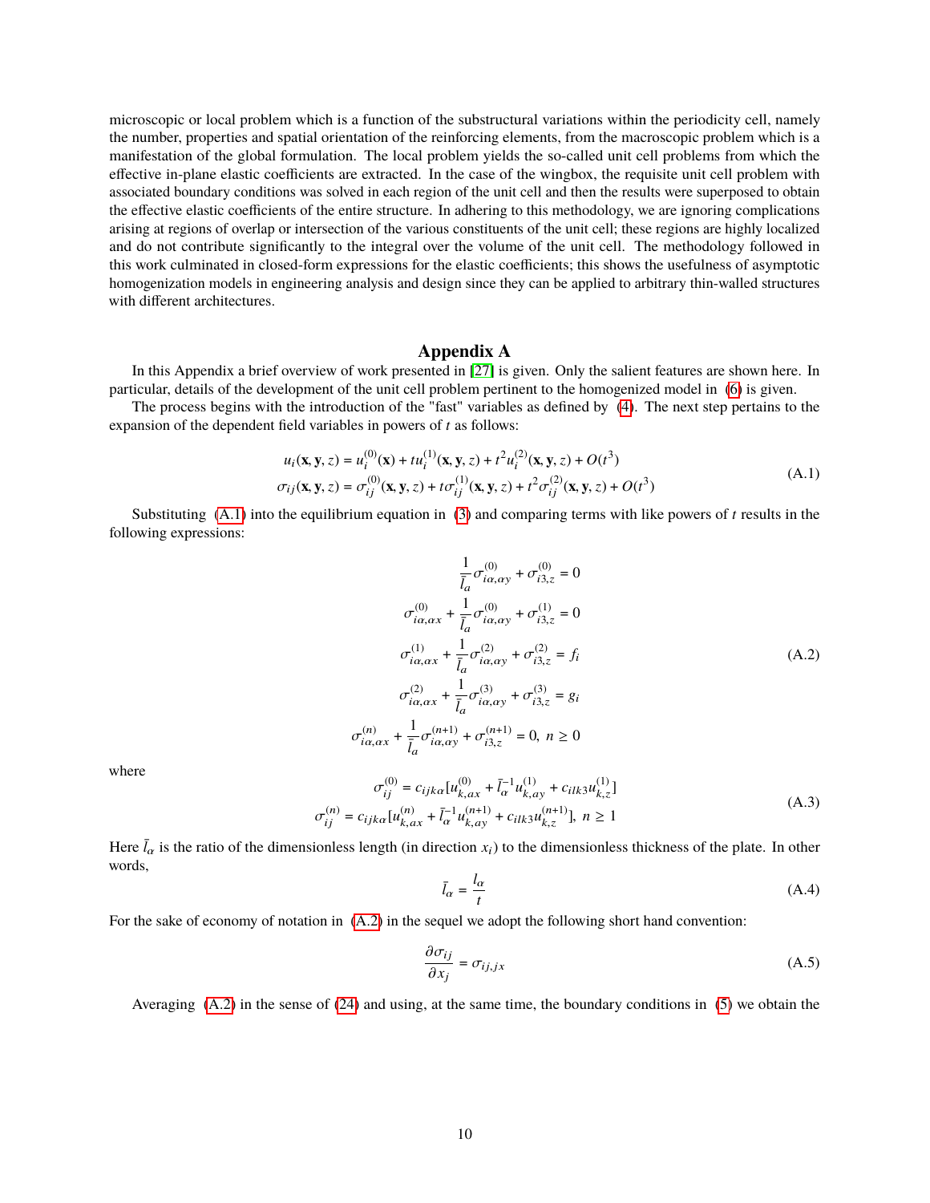microscopic or local problem which is a function of the substructural variations within the periodicity cell, namely the number, properties and spatial orientation of the reinforcing elements, from the macroscopic problem which is a manifestation of the global formulation. The local problem yields the so-called unit cell problems from which the effective in-plane elastic coefficients are extracted. In the case of the wingbox, the requisite unit cell problem with associated boundary conditions was solved in each region of the unit cell and then the results were superposed to obtain the effective elastic coefficients of the entire structure. In adhering to this methodology, we are ignoring complications arising at regions of overlap or intersection of the various constituents of the unit cell; these regions are highly localized and do not contribute significantly to the integral over the volume of the unit cell. The methodology followed in this work culminated in closed-form expressions for the elastic coefficients; this shows the usefulness of asymptotic homogenization models in engineering analysis and design since they can be applied to arbitrary thin-walled structures with different architectures.

## Appendix A

In this Appendix a brief overview of work presented in [27] is given. Only the salient features are shown here. In particular, details of the development of the unit cell problem pertinent to the homogenized model in (6) is given.

The process begins with the introduction of the "fast" variables as defined by (4). The next step pertains to the expansion of the dependent field variables in powers of $t$ as follows:

$$
\begin{aligned}
u_i(\mathbf{x},\mathbf{y},z) &= u_i^{(0)}(\mathbf{x}) + t u_i^{(1)}(\mathbf{x},\mathbf{y},z) + t^2 u_i^{(2)}(\mathbf{x},\mathbf{y},z) + O(t^3) \\
\sigma_{ij}(\mathbf{x},\mathbf{y},z) &= \sigma_{ij}^{(0)}(\mathbf{x},\mathbf{y},z) + t\sigma_{ij}^{(1)}(\mathbf{x},\mathbf{y},z) + t^2\sigma_{ij}^{(2)}(\mathbf{x},\mathbf{y},z) + O(t^3)
\end{aligned}
\tag{A.1}
$$

Substituting (A.1) into the equilibrium equation in (3) and comparing terms with like powers of $t$ results in the following expressions:

$$
\begin{aligned}
\frac{1}{\bar{l}_a}\sigma_{i\alpha,\alpha y}^{(0)} + \sigma_{i3,z}^{(0)} &= 0 \\
\sigma_{i\alpha,\alpha x}^{(0)} + \frac{1}{\bar{l}_a}\sigma_{i\alpha,\alpha y}^{(0)} + \sigma_{i3,z}^{(1)} &= 0 \\
\sigma_{i\alpha,\alpha x}^{(1)} + \frac{1}{\bar{l}_a}\sigma_{i\alpha,\alpha y}^{(2)} + \sigma_{i3,z}^{(2)} &= f_i \\
\sigma_{i\alpha,\alpha x}^{(2)} + \frac{1}{\bar{l}_a}\sigma_{i\alpha,\alpha y}^{(3)} + \sigma_{i3,z}^{(3)} &= g_i \\
\sigma_{i\alpha,\alpha x}^{(n)} + \frac{1}{\bar{l}_a}\sigma_{i\alpha,\alpha y}^{(n+1)} + \sigma_{i3,z}^{(n+1)} &= 0, \ n \geq 0
\end{aligned}
\tag{A.2}
$$

where

$$
\begin{aligned}
\sigma_{ij}^{(0)} &= c_{ijk\alpha}[u_{k,ax}^{(0)} + \bar{l}_\alpha^{-1} u_{k,ay}^{(1)} + c_{ilk3}u_{k,z}^{(1)}] \\
\sigma_{ij}^{(n)} &= c_{ijk\alpha}[u_{k,ax}^{(n)} + \bar{l}_\alpha^{-1} u_{k,ay}^{(n+1)} + c_{ilk3}u_{k,z}^{(n+1)}], \ n \geq 1
\end{aligned}
\tag{A.3}
$$

Here $\bar{l}_\alpha$ is the ratio of the dimensionless length (in direction $x_i$) to the dimensionless thickness of the plate. In other words,

$$
\bar{l}_\alpha = \frac{l_\alpha}{t} \tag{A.4}
$$

For the sake of economy of notation in (A.2) in the sequel we adopt the following short hand convention:

$$
\frac{\partial \sigma_{ij}}{\partial x_j} = \sigma_{ij,jx} \tag{A.5}
$$

Averaging (A.2) in the sense of (24) and using, at the same time, the boundary conditions in (5) we obtain the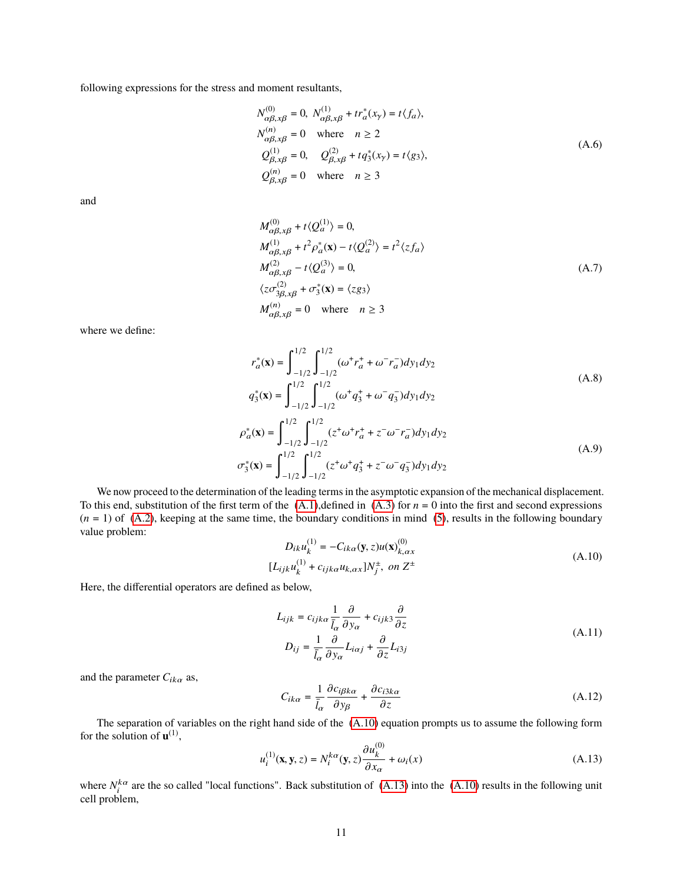following expressions for the stress and moment resultants,

$$
\begin{aligned}
&N^{(0)}_{\alpha\beta,x\beta} = 0, \ N^{(1)}_{\alpha\beta,x\beta} + tr^*_a(x_\gamma) = t\langle f_a \rangle, \\
&N^{(n)}_{\alpha\beta,x\beta} = 0 \quad \text{where} \quad n \geq 2 \\
&Q^{(1)}_{\beta,x\beta} = 0, \quad Q^{(2)}_{\beta,x\beta} + tq^*_3(x_\gamma) = t\langle g_3 \rangle, \\
&Q^{(n)}_{\beta,x\beta} = 0 \quad \text{where} \quad n \geq 3
\end{aligned}
\tag{A.6}
$$

and

$$
\begin{aligned}
&M^{(0)}_{\alpha\beta,x\beta} + t\langle Q^{(1)}_a \rangle = 0, \\
&M^{(1)}_{\alpha\beta,x\beta} + t^2\rho^*_a(\mathbf{x}) - t\langle Q^{(2)}_a \rangle = t^2\langle zf_a \rangle \\
&M^{(2)}_{\alpha\beta,x\beta} - t\langle Q^{(3)}_a \rangle = 0, \\
&\langle z\sigma^{(2)}_{3\beta,x\beta} + \sigma^*_3(\mathbf{x}) = \langle zg_3 \rangle \\
&M^{(n)}_{\alpha\beta,x\beta} = 0 \quad \text{where} \quad n \geq 3
\end{aligned}
\tag{A.7}
$$

where we define:

$$
\begin{aligned}
r^*_a(\mathbf{x}) &= \int_{-1/2}^{1/2}\int_{-1/2}^{1/2} (\omega^+ r^+_a + \omega^- r^-_a) dy_1 dy_2 \\
q^*_3(\mathbf{x}) &= \int_{-1/2}^{1/2}\int_{-1/2}^{1/2} (\omega^+ q^+_3 + \omega^- q^-_3) dy_1 dy_2
\end{aligned}
\tag{A.8}
$$

$$
\begin{aligned}
\rho^*_a(\mathbf{x}) &= \int_{-1/2}^{1/2}\int_{-1/2}^{1/2} (z^+\omega^+ r^+_a + z^-\omega^- r^-_a) dy_1 dy_2 \\
\sigma^*_3(\mathbf{x}) &= \int_{-1/2}^{1/2}\int_{-1/2}^{1/2} (z^+\omega^+ q^+_3 + z^-\omega^- q^-_3) dy_1 dy_2
\end{aligned}
\tag{A.9}
$$

We now proceed to the determination of the leading terms in the asymptotic expansion of the mechanical displacement. To this end, substitution of the first term of the (A.1),defined in (A.3) for $n = 0$ into the first and second expressions ($n = 1$) of (A.2), keeping at the same time, the boundary conditions in mind (5), results in the following boundary value problem:

$$
\begin{aligned}
D_{ik}u^{(1)}_k &= -C_{ik\alpha}(\mathbf{y}, z)u(\mathbf{x})^{(0)}_{k,\alpha x} \\
[L_{ijk}u^{(1)}_k &+ c_{ijk\alpha}u_{k,\alpha x}]N^{\pm}_j, \ on \ Z^{\pm}
\end{aligned}
\tag{A.10}
$$

Here, the differential operators are defined as below,

$$
\begin{aligned}
L_{ijk} &= c_{ijk\alpha}\frac{1}{l_\alpha}\frac{\partial}{\partial y_\alpha} + c_{ijk3}\frac{\partial}{\partial z} \\
D_{ij} &= \frac{1}{l_\alpha}\frac{\partial}{\partial y_\alpha}L_{i\alpha j} + \frac{\partial}{\partial z}L_{i3j}
\end{aligned}
\tag{A.11}
$$

and the parameter $C_{ik\alpha}$ as,

$$
C_{ik\alpha} = \frac{1}{l_\alpha}\frac{\partial c_{i\beta k\alpha}}{\partial y_\beta} + \frac{\partial c_{i3k\alpha}}{\partial z}
\tag{A.12}
$$

The separation of variables on the right hand side of the (A.10) equation prompts us to assume the following form for the solution of $\mathbf{u}^{(1)}$,

$$
u^{(1)}_i(\mathbf{x}, \mathbf{y}, z) = N^{k\alpha}_i(\mathbf{y}, z)\frac{\partial u^{(0)}_k}{\partial x_\alpha} + \omega_i(x)
\tag{A.13}
$$

where $N^{k\alpha}_i$ are the so called "local functions". Back substitution of (A.13) into the (A.10) results in the following unit cell problem,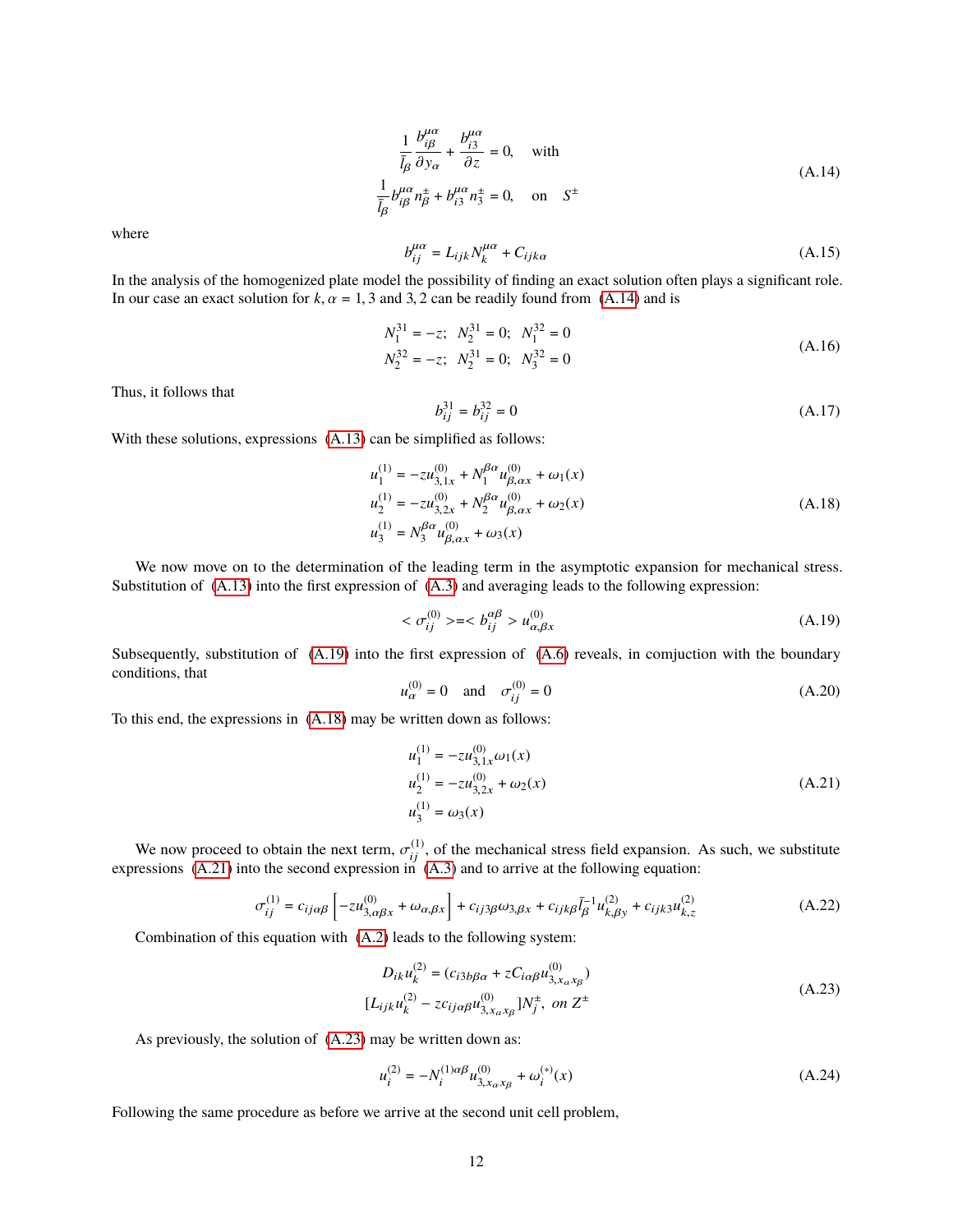$$
\begin{aligned}
&\frac{1}{\bar{l}_\beta}\frac{b^{\mu\alpha}_{i\beta}}{\partial y_\alpha} + \frac{b^{\mu\alpha}_{i3}}{\partial z} = 0, \quad \text{with} \\
&\frac{1}{\bar{l}_\beta} b^{\mu\alpha}_{i\beta} n^{\pm}_\beta + b^{\mu\alpha}_{i3} n^{\pm}_3 = 0, \quad \text{on} \quad S^{\pm}
\end{aligned}
\tag{A.14}
$$

where

$$
b^{\mu\alpha}_{ij} = L_{ijk} N^{\mu\alpha}_k + C_{ijk\alpha} \tag{A.15}
$$

In the analysis of the homogenized plate model the possibility of finding an exact solution often plays a significant role. In our case an exact solution for $k, \alpha = 1, 3$ and $3, 2$ can be readily found from (A.14) and is

$$
\begin{aligned}
&N^{31}_1 = -z; \quad N^{31}_2 = 0; \quad N^{32}_1 = 0 \\
&N^{32}_2 = -z; \quad N^{31}_2 = 0; \quad N^{32}_3 = 0
\end{aligned}
\tag{A.16}
$$

Thus, it follows that

$$
b^{31}_{ij} = b^{32}_{ij} = 0 \tag{A.17}
$$

With these solutions, expressions (A.13) can be simplified as follows:

$$
\begin{aligned}
u^{(1)}_1 &= -z u^{(0)}_{3,1x} + N^{\beta\alpha}_1 u^{(0)}_{\beta,\alpha x} + \omega_1(x) \\
u^{(1)}_2 &= -z u^{(0)}_{3,2x} + N^{\beta\alpha}_2 u^{(0)}_{\beta,\alpha x} + \omega_2(x) \\
u^{(1)}_3 &= N^{\beta\alpha}_3 u^{(0)}_{\beta,\alpha x} + \omega_3(x)
\end{aligned}
\tag{A.18}
$$

We now move on to the determination of the leading term in the asymptotic expansion for mechanical stress. Substitution of (A.13) into the first expression of (A.3) and averaging leads to the following expression:

$$
< \sigma^{(0)}_{ij} > = < b^{\alpha\beta}_{ij} > u^{(0)}_{\alpha,\beta x} \tag{A.19}
$$

Subsequently, substitution of (A.19) into the first expression of (A.6) reveals, in comjuction with the boundary conditions, that

$$
u^{(0)}_\alpha = 0 \quad \text{and} \quad \sigma^{(0)}_{ij} = 0 \tag{A.20}
$$

To this end, the expressions in (A.18) may be written down as follows:

$$
\begin{aligned}
u^{(1)}_1 &= -z u^{(0)}_{3,1x} \omega_1(x) \\
u^{(1)}_2 &= -z u^{(0)}_{3,2x} + \omega_2(x) \\
u^{(1)}_3 &= \omega_3(x)
\end{aligned}
\tag{A.21}
$$

We now proceed to obtain the next term, $\sigma^{(1)}_{ij}$, of the mechanical stress field expansion. As such, we substitute expressions (A.21) into the second expression in (A.3) and to arrive at the following equation:

$$
\sigma^{(1)}_{ij} = c_{ij\alpha\beta}\left[-z u^{(0)}_{3,\alpha\beta x} + \omega_{\alpha,\beta x}\right] + c_{ij3\beta}\omega_{3,\beta x} + c_{ijk\beta}\bar{l}^{-1}_\beta u^{(2)}_{k,\beta y} + c_{ijk3} u^{(2)}_{k,z} \tag{A.22}
$$

Combination of this equation with (A.2) leads to the following system:

$$
\begin{aligned}
D_{ik} u^{(2)}_k &= (c_{i3b\beta\alpha} + z C_{i\alpha\beta} u^{(0)}_{3,x_\alpha x_\beta}) \\
[L_{ijk} u^{(2)}_k &- z c_{ij\alpha\beta} u^{(0)}_{3,x_\alpha x_\beta}] N^{\pm}_j, \ \textit{on} \ Z^{\pm}
\end{aligned}
\tag{A.23}
$$

As previously, the solution of (A.23) may be written down as:

$$
u^{(2)}_i = -N^{(1)\alpha\beta}_i u^{(0)}_{3,x_\alpha x_\beta} + \omega^{(*)}_i(x) \tag{A.24}
$$

Following the same procedure as before we arrive at the second unit cell problem,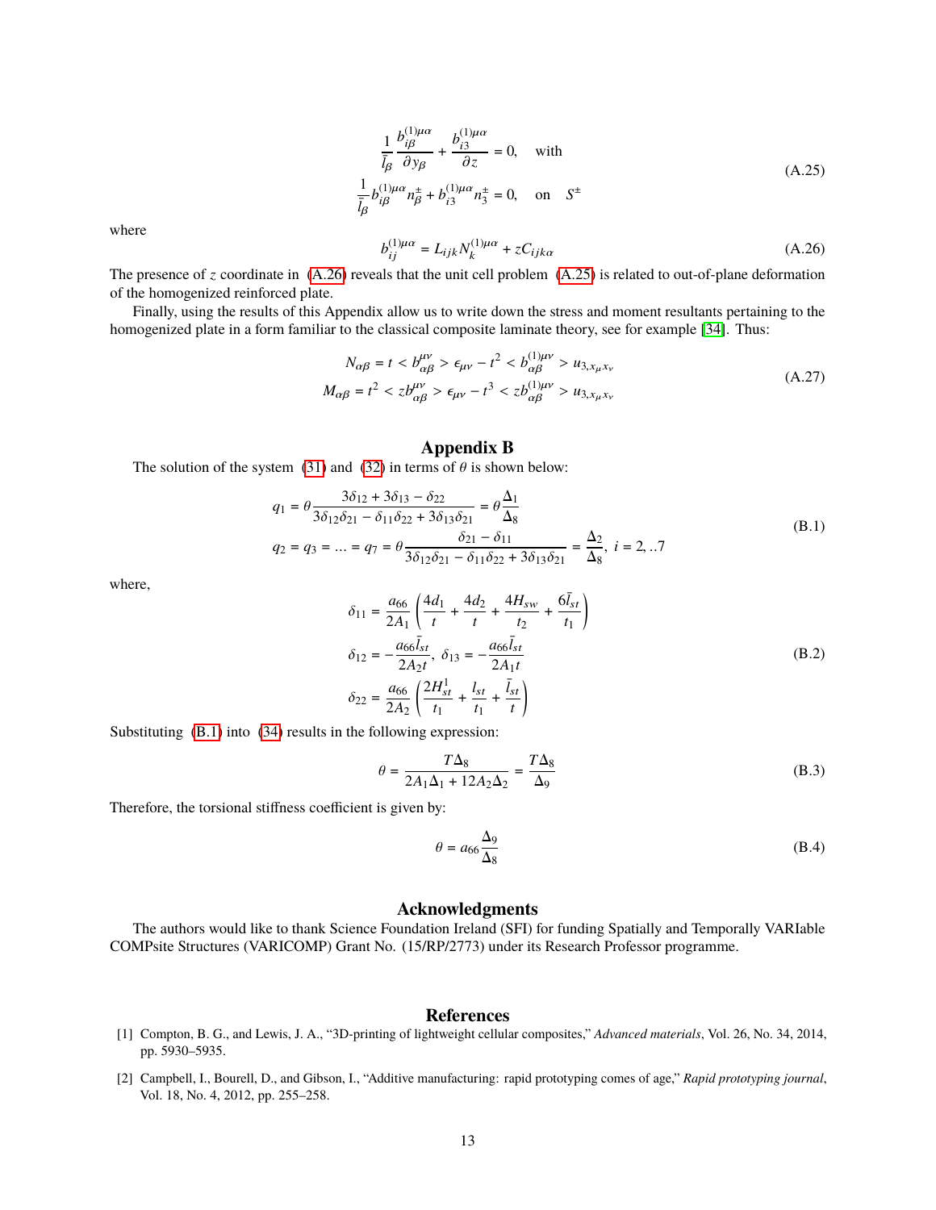$$
\begin{aligned}
&\frac{1}{\bar{l}_\beta}\frac{b^{(1)\mu\alpha}_{i\beta}}{\partial y_\beta} + \frac{b^{(1)\mu\alpha}_{i3}}{\partial z} = 0, \quad \text{with} \\
&\frac{1}{\bar{l}_\beta} b^{(1)\mu\alpha}_{i\beta} n^{\pm}_\beta + b^{(1)\mu\alpha}_{i3} n^{\pm}_3 = 0, \quad \text{on} \quad S^{\pm}
\end{aligned}
\tag{A.25}
$$

where

$$
b^{(1)\mu\alpha}_{ij} = L_{ijk} N^{(1)\mu\alpha}_k + z C_{ijk\alpha} \tag{A.26}
$$

The presence of $z$ coordinate in (A.26) reveals that the unit cell problem (A.25) is related to out-of-plane deformation of the homogenized reinforced plate.

Finally, using the results of this Appendix allow us to write down the stress and moment resultants pertaining to the homogenized plate in a form familiar to the classical composite laminate theory, see for example [34]. Thus:

$$
\begin{aligned}
N_{\alpha\beta} &= t < b^{\mu\nu}_{\alpha\beta} > \epsilon_{\mu\nu} - t^2 < b^{(1)\mu\nu}_{\alpha\beta} > u_{3,x_\mu x_\nu} \\
M_{\alpha\beta} &= t^2 < z b^{\mu\nu}_{\alpha\beta} > \epsilon_{\mu\nu} - t^3 < z b^{(1)\mu\nu}_{\alpha\beta} > u_{3,x_\mu x_\nu}
\end{aligned}
\tag{A.27}
$$

## Appendix B

The solution of the system (31) and (32) in terms of $\theta$ is shown below:

$$
\begin{aligned}
q_1 &= \theta \frac{3\delta_{12} + 3\delta_{13} - \delta_{22}}{3\delta_{12}\delta_{21} - \delta_{11}\delta_{22} + 3\delta_{13}\delta_{21}} = \theta \frac{\Delta_1}{\Delta_8} \\
q_2 = q_3 = \ldots = q_7 &= \theta \frac{\delta_{21} - \delta_{11}}{3\delta_{12}\delta_{21} - \delta_{11}\delta_{22} + 3\delta_{13}\delta_{21}} = \frac{\Delta_2}{\Delta_8}, \; i = 2, ..7
\end{aligned}
\tag{B.1}
$$

where,

$$
\begin{aligned}
\delta_{11} &= \frac{a_{66}}{2A_1}\left(\frac{4d_1}{t} + \frac{4d_2}{t} + \frac{4H_{sw}}{t_2} + \frac{6\bar{l}_{st}}{t_1}\right) \\
\delta_{12} &= -\frac{a_{66}\bar{l}_{st}}{2A_2 t}, \; \delta_{13} = -\frac{a_{66}\bar{l}_{st}}{2A_1 t} \\
\delta_{22} &= \frac{a_{66}}{2A_2}\left(\frac{2H^1_{st}}{t_1} + \frac{l_{st}}{t_1} + \frac{\bar{l}_{st}}{t}\right)
\end{aligned}
\tag{B.2}
$$

Substituting (B.1) into (34) results in the following expression:

$$
\theta = \frac{T\Delta_8}{2A_1\Delta_1 + 12A_2\Delta_2} = \frac{T\Delta_8}{\Delta_9} \tag{B.3}
$$

Therefore, the torsional stiffness coefficient is given by:

$$
\theta = a_{66}\frac{\Delta_9}{\Delta_8} \tag{B.4}
$$

## Acknowledgments

The authors would like to thank Science Foundation Ireland (SFI) for funding Spatially and Temporally VARIable COMPsite Structures (VARICOMP) Grant No. (15/RP/2773) under its Research Professor programme.

## References

[1] Compton, B. G., and Lewis, J. A., "3D-printing of lightweight cellular composites," *Advanced materials*, Vol. 26, No. 34, 2014, pp. 5930–5935.

[2] Campbell, I., Bourell, D., and Gibson, I., "Additive manufacturing: rapid prototyping comes of age," *Rapid prototyping journal*, Vol. 18, No. 4, 2012, pp. 255–258.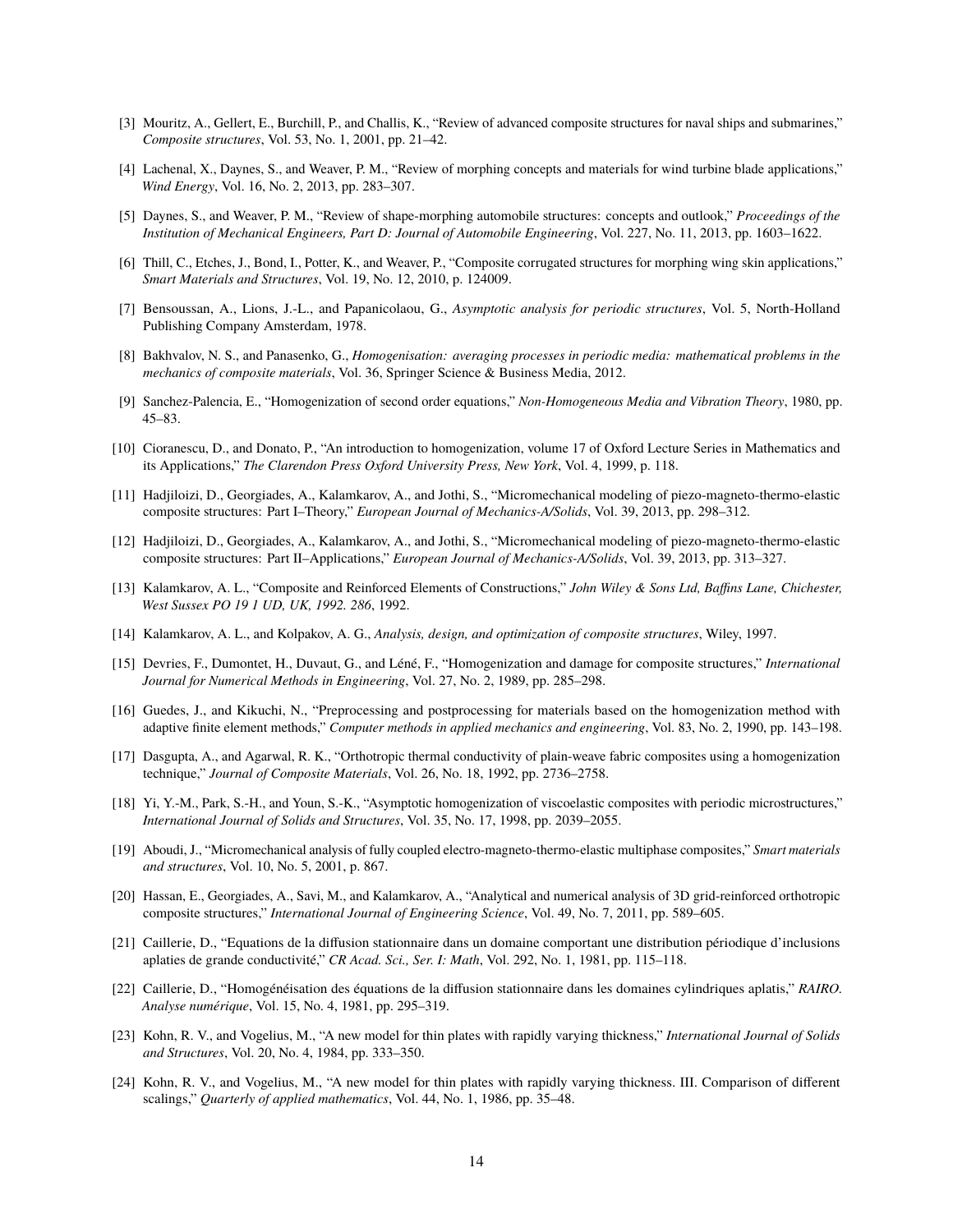[3] Mouritz, A., Gellert, E., Burchill, P., and Challis, K., "Review of advanced composite structures for naval ships and submarines," *Composite structures*, Vol. 53, No. 1, 2001, pp. 21–42.

[4] Lachenal, X., Daynes, S., and Weaver, P. M., "Review of morphing concepts and materials for wind turbine blade applications," *Wind Energy*, Vol. 16, No. 2, 2013, pp. 283–307.

[5] Daynes, S., and Weaver, P. M., "Review of shape-morphing automobile structures: concepts and outlook," *Proceedings of the Institution of Mechanical Engineers, Part D: Journal of Automobile Engineering*, Vol. 227, No. 11, 2013, pp. 1603–1622.

[6] Thill, C., Etches, J., Bond, I., Potter, K., and Weaver, P., "Composite corrugated structures for morphing wing skin applications," *Smart Materials and Structures*, Vol. 19, No. 12, 2010, p. 124009.

[7] Bensoussan, A., Lions, J.-L., and Papanicolaou, G., *Asymptotic analysis for periodic structures*, Vol. 5, North-Holland Publishing Company Amsterdam, 1978.

[8] Bakhvalov, N. S., and Panasenko, G., *Homogenisation: averaging processes in periodic media: mathematical problems in the mechanics of composite materials*, Vol. 36, Springer Science & Business Media, 2012.

[9] Sanchez-Palencia, E., "Homogenization of second order equations," *Non-Homogeneous Media and Vibration Theory*, 1980, pp. 45–83.

[10] Cioranescu, D., and Donato, P., "An introduction to homogenization, volume 17 of Oxford Lecture Series in Mathematics and its Applications," *The Clarendon Press Oxford University Press, New York*, Vol. 4, 1999, p. 118.

[11] Hadjiloizi, D., Georgiades, A., Kalamkarov, A., and Jothi, S., "Micromechanical modeling of piezo-magneto-thermo-elastic composite structures: Part I–Theory," *European Journal of Mechanics-A/Solids*, Vol. 39, 2013, pp. 298–312.

[12] Hadjiloizi, D., Georgiades, A., Kalamkarov, A., and Jothi, S., "Micromechanical modeling of piezo-magneto-thermo-elastic composite structures: Part II–Applications," *European Journal of Mechanics-A/Solids*, Vol. 39, 2013, pp. 313–327.

[13] Kalamkarov, A. L., "Composite and Reinforced Elements of Constructions," *John Wiley & Sons Ltd, Baffins Lane, Chichester, West Sussex PO 19 1 UD, UK, 1992. 286*, 1992.

[14] Kalamkarov, A. L., and Kolpakov, A. G., *Analysis, design, and optimization of composite structures*, Wiley, 1997.

[15] Devries, F., Dumontet, H., Duvaut, G., and Léné, F., "Homogenization and damage for composite structures," *International Journal for Numerical Methods in Engineering*, Vol. 27, No. 2, 1989, pp. 285–298.

[16] Guedes, J., and Kikuchi, N., "Preprocessing and postprocessing for materials based on the homogenization method with adaptive finite element methods," *Computer methods in applied mechanics and engineering*, Vol. 83, No. 2, 1990, pp. 143–198.

[17] Dasgupta, A., and Agarwal, R. K., "Orthotropic thermal conductivity of plain-weave fabric composites using a homogenization technique," *Journal of Composite Materials*, Vol. 26, No. 18, 1992, pp. 2736–2758.

[18] Yi, Y.-M., Park, S.-H., and Youn, S.-K., "Asymptotic homogenization of viscoelastic composites with periodic microstructures," *International Journal of Solids and Structures*, Vol. 35, No. 17, 1998, pp. 2039–2055.

[19] Aboudi, J., "Micromechanical analysis of fully coupled electro-magneto-thermo-elastic multiphase composites," *Smart materials and structures*, Vol. 10, No. 5, 2001, p. 867.

[20] Hassan, E., Georgiades, A., Savi, M., and Kalamkarov, A., "Analytical and numerical analysis of 3D grid-reinforced orthotropic composite structures," *International Journal of Engineering Science*, Vol. 49, No. 7, 2011, pp. 589–605.

[21] Caillerie, D., "Equations de la diffusion stationnaire dans un domaine comportant une distribution périodique d'inclusions aplaties de grande conductivité," *CR Acad. Sci., Ser. I: Math*, Vol. 292, No. 1, 1981, pp. 115–118.

[22] Caillerie, D., "Homogénéisation des équations de la diffusion stationnaire dans les domaines cylindriques aplatis," *RAIRO. Analyse numérique*, Vol. 15, No. 4, 1981, pp. 295–319.

[23] Kohn, R. V., and Vogelius, M., "A new model for thin plates with rapidly varying thickness," *International Journal of Solids and Structures*, Vol. 20, No. 4, 1984, pp. 333–350.

[24] Kohn, R. V., and Vogelius, M., "A new model for thin plates with rapidly varying thickness. III. Comparison of different scalings," *Quarterly of applied mathematics*, Vol. 44, No. 1, 1986, pp. 35–48.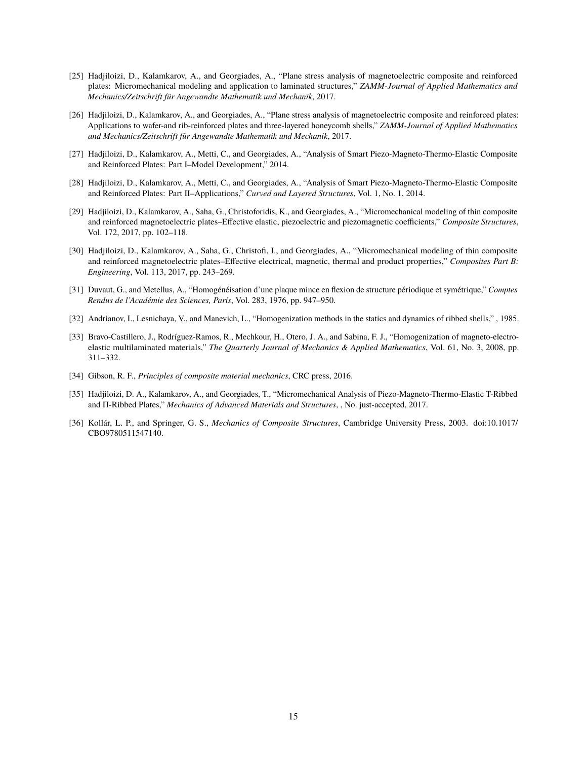[25] Hadjiloizi, D., Kalamkarov, A., and Georgiades, A., "Plane stress analysis of magnetoelectric composite and reinforced plates: Micromechanical modeling and application to laminated structures," *ZAMM-Journal of Applied Mathematics and Mechanics/Zeitschrift für Angewandte Mathematik und Mechanik*, 2017.

[26] Hadjiloizi, D., Kalamkarov, A., and Georgiades, A., "Plane stress analysis of magnetoelectric composite and reinforced plates: Applications to wafer-and rib-reinforced plates and three-layered honeycomb shells," *ZAMM-Journal of Applied Mathematics and Mechanics/Zeitschrift für Angewandte Mathematik und Mechanik*, 2017.

[27] Hadjiloizi, D., Kalamkarov, A., Metti, C., and Georgiades, A., "Analysis of Smart Piezo-Magneto-Thermo-Elastic Composite and Reinforced Plates: Part I–Model Development," 2014.

[28] Hadjiloizi, D., Kalamkarov, A., Metti, C., and Georgiades, A., "Analysis of Smart Piezo-Magneto-Thermo-Elastic Composite and Reinforced Plates: Part II–Applications," *Curved and Layered Structures*, Vol. 1, No. 1, 2014.

[29] Hadjiloizi, D., Kalamkarov, A., Saha, G., Christoforidis, K., and Georgiades, A., "Micromechanical modeling of thin composite and reinforced magnetoelectric plates–Effective elastic, piezoelectric and piezomagnetic coefficients," *Composite Structures*, Vol. 172, 2017, pp. 102–118.

[30] Hadjiloizi, D., Kalamkarov, A., Saha, G., Christofi, I., and Georgiades, A., "Micromechanical modeling of thin composite and reinforced magnetoelectric plates–Effective electrical, magnetic, thermal and product properties," *Composites Part B: Engineering*, Vol. 113, 2017, pp. 243–269.

[31] Duvaut, G., and Metellus, A., "Homogénéisation d'une plaque mince en flexion de structure périodique et symétrique," *Comptes Rendus de l'Académie des Sciences, Paris*, Vol. 283, 1976, pp. 947–950.

[32] Andrianov, I., Lesnichaya, V., and Manevich, L., "Homogenization methods in the statics and dynamics of ribbed shells," , 1985.

[33] Bravo-Castillero, J., Rodríguez-Ramos, R., Mechkour, H., Otero, J. A., and Sabina, F. J., "Homogenization of magneto-electro-elastic multilaminated materials," *The Quarterly Journal of Mechanics & Applied Mathematics*, Vol. 61, No. 3, 2008, pp. 311–332.

[34] Gibson, R. F., *Principles of composite material mechanics*, CRC press, 2016.

[35] Hadjiloizi, D. A., Kalamkarov, A., and Georgiades, T., "Micromechanical Analysis of Piezo-Magneto-Thermo-Elastic T-Ribbed and II-Ribbed Plates," *Mechanics of Advanced Materials and Structures*, , No. just-accepted, 2017.

[36] Kollár, L. P., and Springer, G. S., *Mechanics of Composite Structures*, Cambridge University Press, 2003. doi:10.1017/CBO9780511547140.